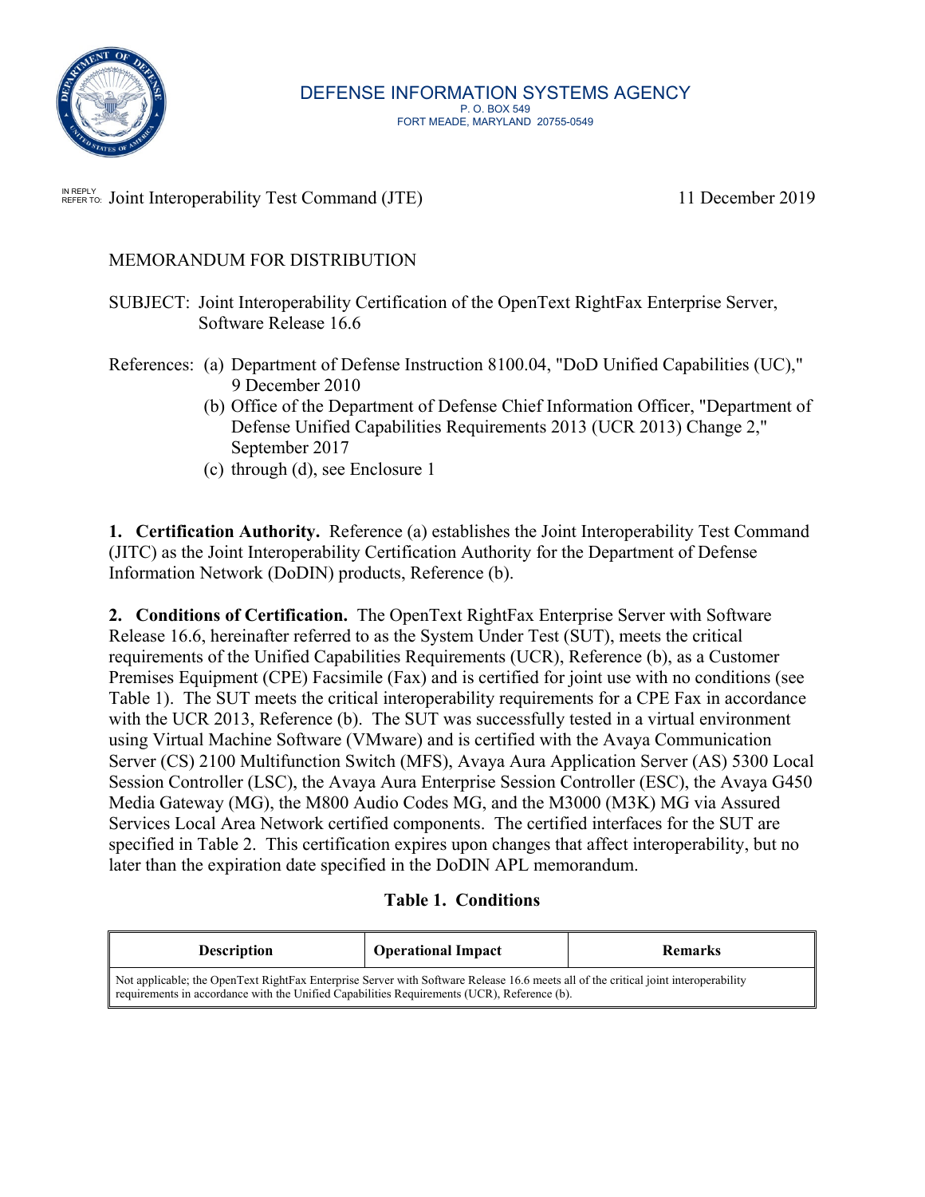DEFENSE INFORMATION SYSTEMS AGENCY
P. O. BOX 549
FORT MEADE, MARYLAND 20755-0549

IN REPLY REFER TO: Joint Interoperability Test Command (JTE) 11 December 2019

MEMORANDUM FOR DISTRIBUTION

SUBJECT: Joint Interoperability Certification of the OpenText RightFax Enterprise Server, Software Release 16.6

References: (a) Department of Defense Instruction 8100.04, "DoD Unified Capabilities (UC)," 9 December 2010
(b) Office of the Department of Defense Chief Information Officer, "Department of Defense Unified Capabilities Requirements 2013 (UCR 2013) Change 2," September 2017
(c) through (d), see Enclosure 1

**1. Certification Authority.** Reference (a) establishes the Joint Interoperability Test Command (JITC) as the Joint Interoperability Certification Authority for the Department of Defense Information Network (DoDIN) products, Reference (b).

**2. Conditions of Certification.** The OpenText RightFax Enterprise Server with Software Release 16.6, hereinafter referred to as the System Under Test (SUT), meets the critical requirements of the Unified Capabilities Requirements (UCR), Reference (b), as a Customer Premises Equipment (CPE) Facsimile (Fax) and is certified for joint use with no conditions (see Table 1). The SUT meets the critical interoperability requirements for a CPE Fax in accordance with the UCR 2013, Reference (b). The SUT was successfully tested in a virtual environment using Virtual Machine Software (VMware) and is certified with the Avaya Communication Server (CS) 2100 Multifunction Switch (MFS), Avaya Aura Application Server (AS) 5300 Local Session Controller (LSC), the Avaya Aura Enterprise Session Controller (ESC), the Avaya G450 Media Gateway (MG), the M800 Audio Codes MG, and the M3000 (M3K) MG via Assured Services Local Area Network certified components. The certified interfaces for the SUT are specified in Table 2. This certification expires upon changes that affect interoperability, but no later than the expiration date specified in the DoDIN APL memorandum.

**Table 1. Conditions**

| Description | Operational Impact | Remarks |
|---|---|---|
| Not applicable; the OpenText RightFax Enterprise Server with Software Release 16.6 meets all of the critical joint interoperability requirements in accordance with the Unified Capabilities Requirements (UCR), Reference (b). | | |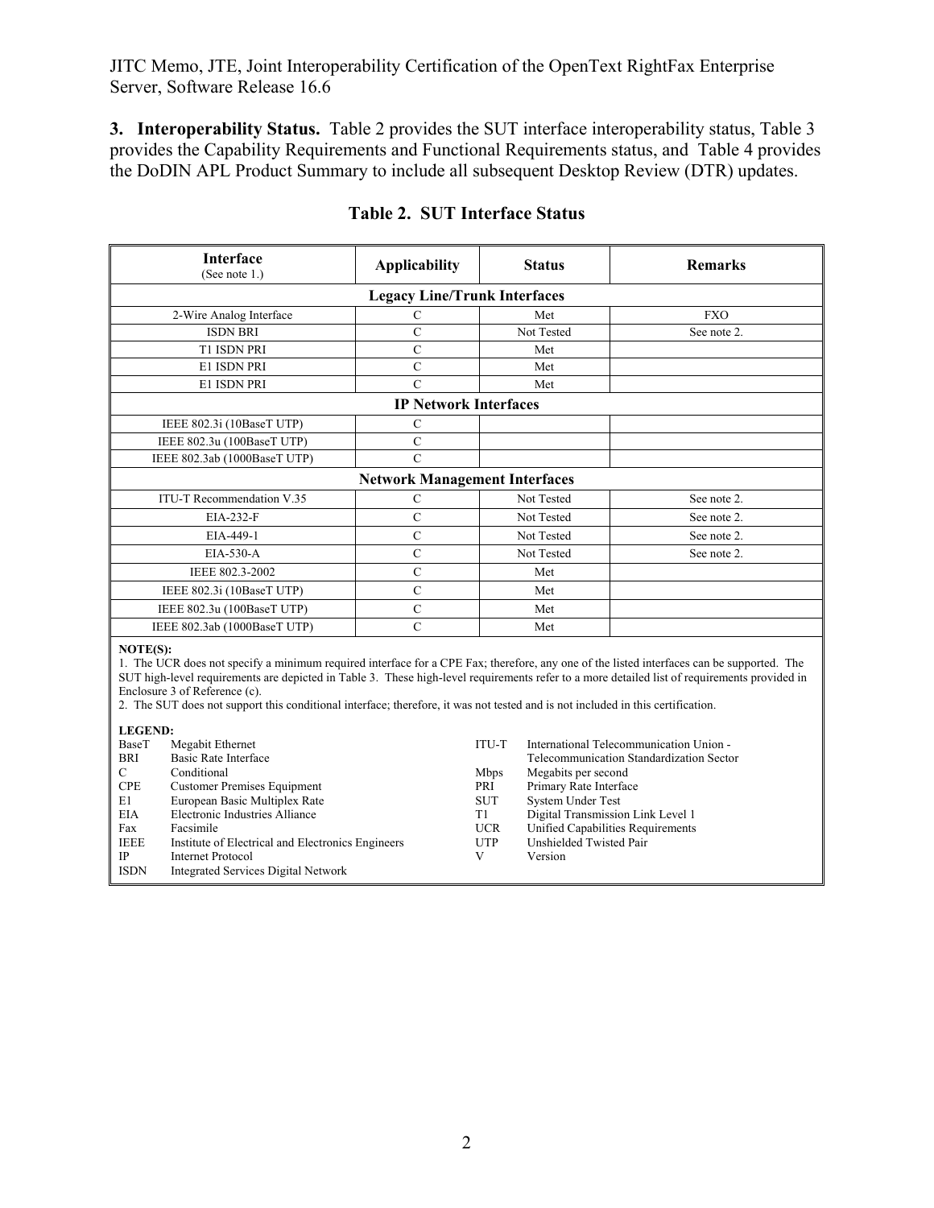**3. Interoperability Status.** Table 2 provides the SUT interface interoperability status, Table 3 provides the Capability Requirements and Functional Requirements status, and Table 4 provides the DoDIN APL Product Summary to include all subsequent Desktop Review (DTR) updates.

**Table 2. SUT Interface Status**

| Interface (See note 1.) | Applicability | Status | Remarks |
|---|---|---|---|
| **Legacy Line/Trunk Interfaces** | | | |
| 2-Wire Analog Interface | C | Met | FXO |
| ISDN BRI | C | Not Tested | See note 2. |
| T1 ISDN PRI | C | Met | |
| E1 ISDN PRI | C | Met | |
| E1 ISDN PRI | C | Met | |
| **IP Network Interfaces** | | | |
| IEEE 802.3i (10BaseT UTP) | C | | |
| IEEE 802.3u (100BaseT UTP) | C | | |
| IEEE 802.3ab (1000BaseT UTP) | C | | |
| **Network Management Interfaces** | | | |
| ITU-T Recommendation V.35 | C | Not Tested | See note 2. |
| EIA-232-F | C | Not Tested | See note 2. |
| EIA-449-1 | C | Not Tested | See note 2. |
| EIA-530-A | C | Not Tested | See note 2. |
| IEEE 802.3-2002 | C | Met | |
| IEEE 802.3i (10BaseT UTP) | C | Met | |
| IEEE 802.3u (100BaseT UTP) | C | Met | |
| IEEE 802.3ab (1000BaseT UTP) | C | Met | |

**NOTE(S):**

1. The UCR does not specify a minimum required interface for a CPE Fax; therefore, any one of the listed interfaces can be supported. The SUT high-level requirements are depicted in Table 3. These high-level requirements refer to a more detailed list of requirements provided in Enclosure 3 of Reference (c).
2. The SUT does not support this conditional interface; therefore, it was not tested and is not included in this certification.

**LEGEND:**

| | | | |
|---|---|---|---|
| BaseT | Megabit Ethernet | ITU-T | International Telecommunication Union - Telecommunication Standardization Sector |
| BRI | Basic Rate Interface | Mbps | Megabits per second |
| C | Conditional | PRI | Primary Rate Interface |
| CPE | Customer Premises Equipment | SUT | System Under Test |
| E1 | European Basic Multiplex Rate | T1 | Digital Transmission Link Level 1 |
| EIA | Electronic Industries Alliance | UCR | Unified Capabilities Requirements |
| Fax | Facsimile | UTP | Unshielded Twisted Pair |
| IEEE | Institute of Electrical and Electronics Engineers | V | Version |
| IP | Internet Protocol | | |
| ISDN | Integrated Services Digital Network | | |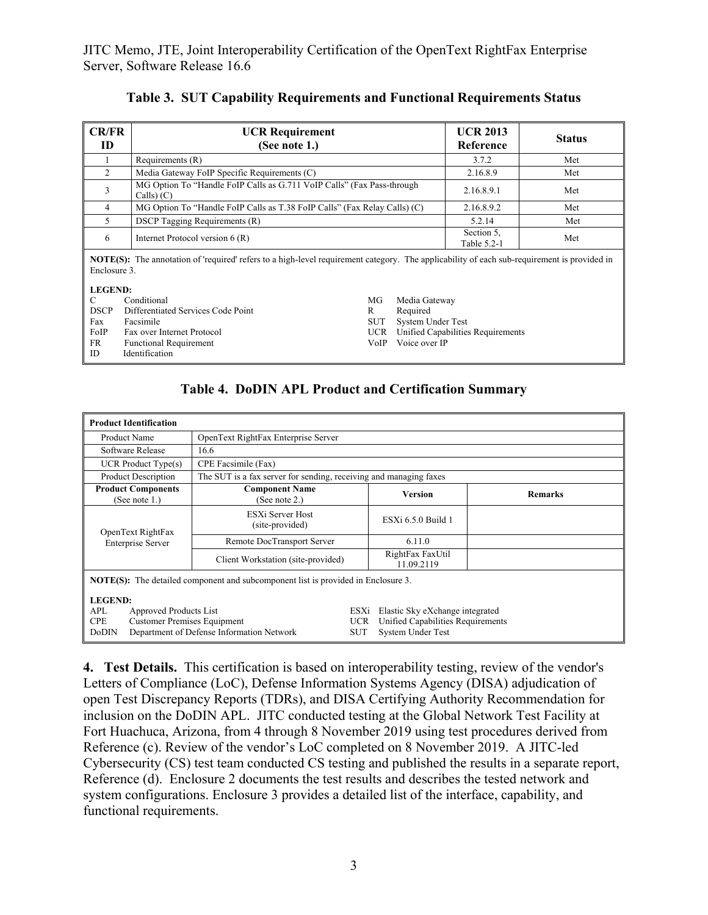**Table 3. SUT Capability Requirements and Functional Requirements Status**

| CR/FR ID | UCR Requirement (See note 1.) | UCR 2013 Reference | Status |
|---|---|---|---|
| 1 | Requirements (R) | 3.7.2 | Met |
| 2 | Media Gateway FoIP Specific Requirements (C) | 2.16.8.9 | Met |
| 3 | MG Option To "Handle FoIP Calls as G.711 VoIP Calls" (Fax Pass-through Calls) (C) | 2.16.8.9.1 | Met |
| 4 | MG Option To "Handle FoIP Calls as T.38 FoIP Calls" (Fax Relay Calls) (C) | 2.16.8.9.2 | Met |
| 5 | DSCP Tagging Requirements (R) | 5.2.14 | Met |
| 6 | Internet Protocol version 6 (R) | Section 5, Table 5.2-1 | Met |

**NOTE(S):** The annotation of 'required' refers to a high-level requirement category. The applicability of each sub-requirement is provided in Enclosure 3.

**LEGEND:**

- C Conditional
- DSCP Differentiated Services Code Point
- Fax Facsimile
- FoIP Fax over Internet Protocol
- FR Functional Requirement
- ID Identification
- MG Media Gateway
- R Required
- SUT System Under Test
- UCR Unified Capabilities Requirements
- VoIP Voice over IP

**Table 4. DoDIN APL Product and Certification Summary**

| **Product Identification** | | | |
|---|---|---|---|
| Product Name | OpenText RightFax Enterprise Server | | |
| Software Release | 16.6 | | |
| UCR Product Type(s) | CPE Facsimile (Fax) | | |
| Product Description | The SUT is a fax server for sending, receiving and managing faxes | | |
| **Product Components** (See note 1.) | **Component Name** (See note 2.) | **Version** | **Remarks** |
| OpenText RightFax Enterprise Server | ESXi Server Host (site-provided) | ESXi 6.5.0 Build 1 | |
| | Remote DocTransport Server | 6.11.0 | |
| | Client Workstation (site-provided) | RightFax FaxUtil 11.09.2119 | |

**NOTE(S):** The detailed component and subcomponent list is provided in Enclosure 3.

**LEGEND:**

- APL Approved Products List
- CPE Customer Premises Equipment
- DoDIN Department of Defense Information Network
- ESXi Elastic Sky eXchange integrated
- UCR Unified Capabilities Requirements
- SUT System Under Test

**4. Test Details.** This certification is based on interoperability testing, review of the vendor's Letters of Compliance (LoC), Defense Information Systems Agency (DISA) adjudication of open Test Discrepancy Reports (TDRs), and DISA Certifying Authority Recommendation for inclusion on the DoDIN APL. JITC conducted testing at the Global Network Test Facility at Fort Huachuca, Arizona, from 4 through 8 November 2019 using test procedures derived from Reference (c). Review of the vendor's LoC completed on 8 November 2019. A JITC-led Cybersecurity (CS) test team conducted CS testing and published the results in a separate report, Reference (d). Enclosure 2 documents the test results and describes the tested network and system configurations. Enclosure 3 provides a detailed list of the interface, capability, and functional requirements.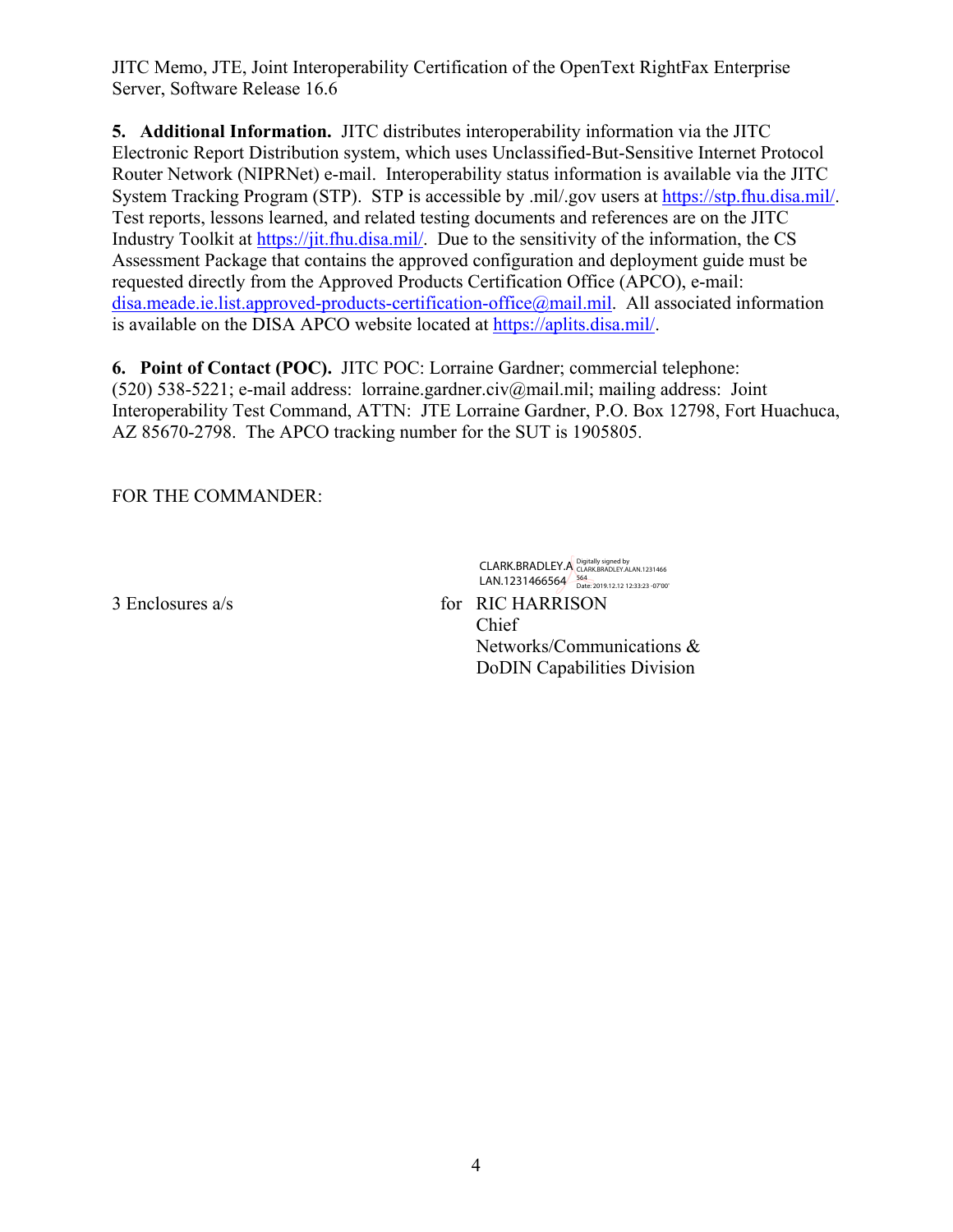**5. Additional Information.** JITC distributes interoperability information via the JITC Electronic Report Distribution system, which uses Unclassified-But-Sensitive Internet Protocol Router Network (NIPRNet) e-mail. Interoperability status information is available via the JITC System Tracking Program (STP). STP is accessible by .mil/.gov users at https://stp.fhu.disa.mil/. Test reports, lessons learned, and related testing documents and references are on the JITC Industry Toolkit at https://jit.fhu.disa.mil/. Due to the sensitivity of the information, the CS Assessment Package that contains the approved configuration and deployment guide must be requested directly from the Approved Products Certification Office (APCO), e-mail: disa.meade.ie.list.approved-products-certification-office@mail.mil. All associated information is available on the DISA APCO website located at https://aplits.disa.mil/.

**6. Point of Contact (POC).** JITC POC: Lorraine Gardner; commercial telephone: (520) 538-5221; e-mail address: lorraine.gardner.civ@mail.mil; mailing address: Joint Interoperability Test Command, ATTN: JTE Lorraine Gardner, P.O. Box 12798, Fort Huachuca, AZ 85670-2798. The APCO tracking number for the SUT is 1905805.

FOR THE COMMANDER:

CLARK.BRADLEY.ALAN.1231466564 Digitally signed by CLARK.BRADLEY.ALAN.1231466564 Date: 2019.12.12 12:33:23 -07'00'

3 Enclosures a/s

for RIC HARRISON
Chief
Networks/Communications &
DoDIN Capabilities Division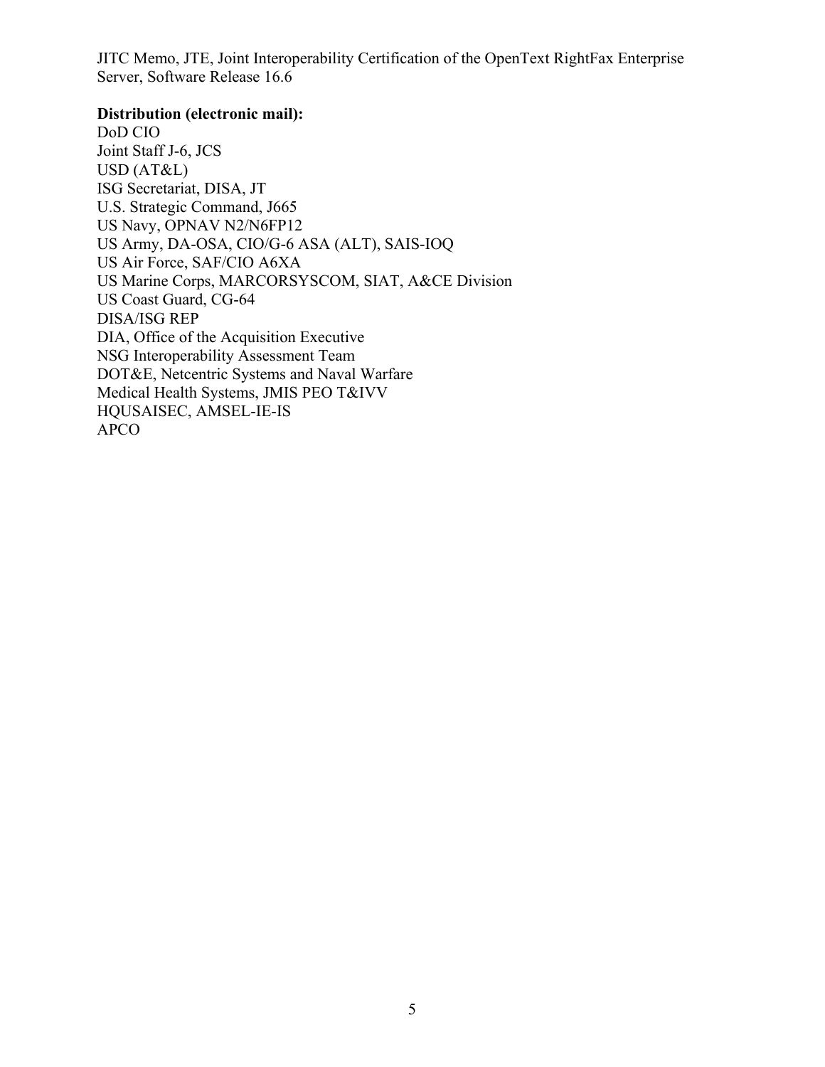JITC Memo, JTE, Joint Interoperability Certification of the OpenText RightFax Enterprise Server, Software Release 16.6

**Distribution (electronic mail):**

DoD CIO
Joint Staff J-6, JCS
USD (AT&L)
ISG Secretariat, DISA, JT
U.S. Strategic Command, J665
US Navy, OPNAV N2/N6FP12
US Army, DA-OSA, CIO/G-6 ASA (ALT), SAIS-IOQ
US Air Force, SAF/CIO A6XA
US Marine Corps, MARCORSYSCOM, SIAT, A&CE Division
US Coast Guard, CG-64
DISA/ISG REP
DIA, Office of the Acquisition Executive
NSG Interoperability Assessment Team
DOT&E, Netcentric Systems and Naval Warfare
Medical Health Systems, JMIS PEO T&IVV
HQUSAISEC, AMSEL-IE-IS
APCO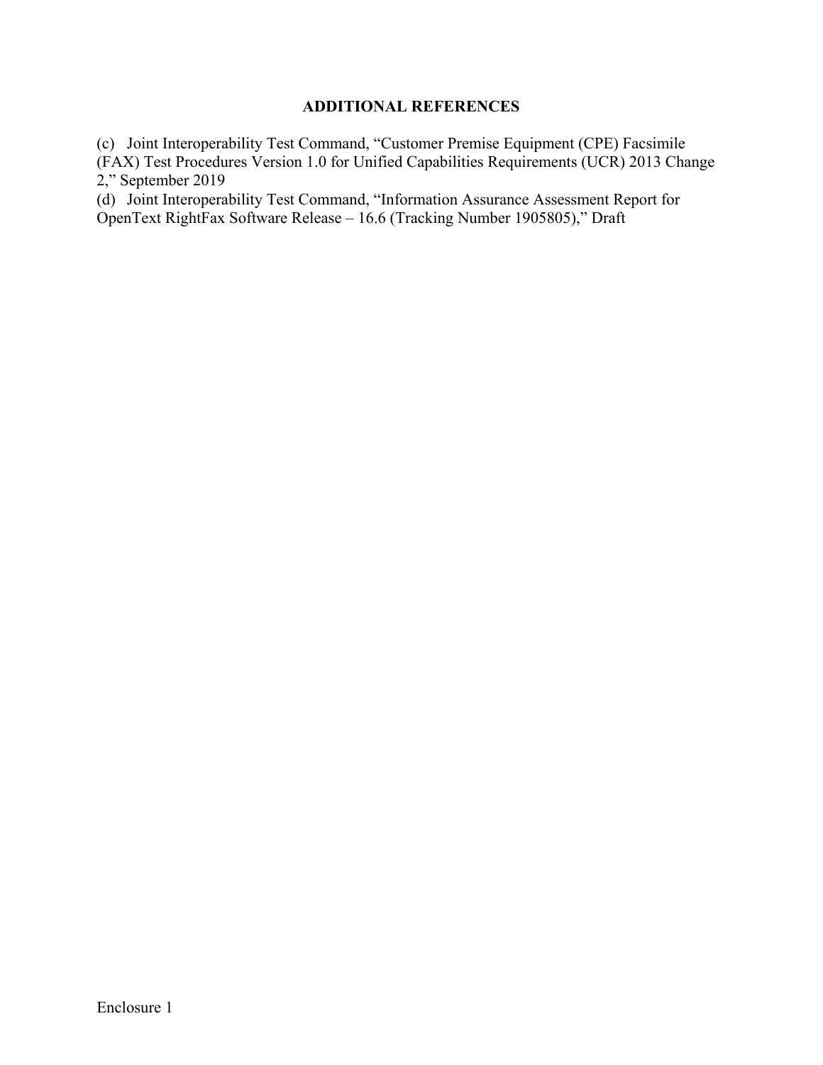## ADDITIONAL REFERENCES

(c) Joint Interoperability Test Command, "Customer Premise Equipment (CPE) Facsimile (FAX) Test Procedures Version 1.0 for Unified Capabilities Requirements (UCR) 2013 Change 2," September 2019

(d) Joint Interoperability Test Command, "Information Assurance Assessment Report for OpenText RightFax Software Release – 16.6 (Tracking Number 1905805)," Draft

Enclosure 1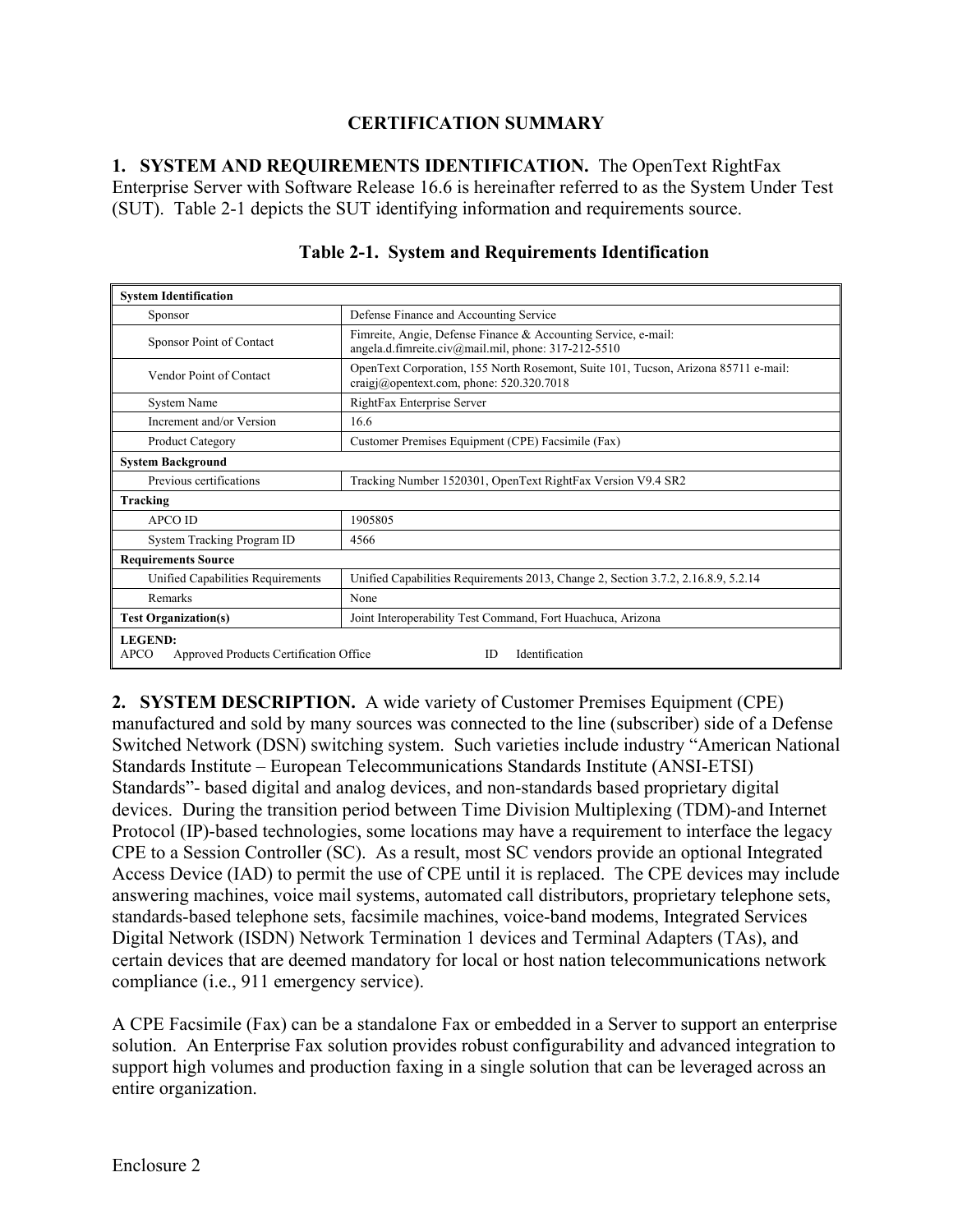## CERTIFICATION SUMMARY

**1. SYSTEM AND REQUIREMENTS IDENTIFICATION.** The OpenText RightFax Enterprise Server with Software Release 16.6 is hereinafter referred to as the System Under Test (SUT). Table 2-1 depicts the SUT identifying information and requirements source.

**Table 2-1. System and Requirements Identification**

| **System Identification** | |
|---|---|
| Sponsor | Defense Finance and Accounting Service |
| Sponsor Point of Contact | Fimreite, Angie, Defense Finance & Accounting Service, e-mail: angela.d.fimreite.civ@mail.mil, phone: 317-212-5510 |
| Vendor Point of Contact | OpenText Corporation, 155 North Rosemont, Suite 101, Tucson, Arizona 85711 e-mail: craigj@opentext.com, phone: 520.320.7018 |
| System Name | RightFax Enterprise Server |
| Increment and/or Version | 16.6 |
| Product Category | Customer Premises Equipment (CPE) Facsimile (Fax) |
| **System Background** | |
| Previous certifications | Tracking Number 1520301, OpenText RightFax Version V9.4 SR2 |
| **Tracking** | |
| APCO ID | 1905805 |
| System Tracking Program ID | 4566 |
| **Requirements Source** | |
| Unified Capabilities Requirements | Unified Capabilities Requirements 2013, Change 2, Section 3.7.2, 2.16.8.9, 5.2.14 |
| Remarks | None |
| **Test Organization(s)** | Joint Interoperability Test Command, Fort Huachuca, Arizona |
| **LEGEND:** APCO Approved Products Certification Office; ID Identification | |

**2. SYSTEM DESCRIPTION.** A wide variety of Customer Premises Equipment (CPE) manufactured and sold by many sources was connected to the line (subscriber) side of a Defense Switched Network (DSN) switching system. Such varieties include industry "American National Standards Institute – European Telecommunications Standards Institute (ANSI-ETSI) Standards"- based digital and analog devices, and non-standards based proprietary digital devices. During the transition period between Time Division Multiplexing (TDM)-and Internet Protocol (IP)-based technologies, some locations may have a requirement to interface the legacy CPE to a Session Controller (SC). As a result, most SC vendors provide an optional Integrated Access Device (IAD) to permit the use of CPE until it is replaced. The CPE devices may include answering machines, voice mail systems, automated call distributors, proprietary telephone sets, standards-based telephone sets, facsimile machines, voice-band modems, Integrated Services Digital Network (ISDN) Network Termination 1 devices and Terminal Adapters (TAs), and certain devices that are deemed mandatory for local or host nation telecommunications network compliance (i.e., 911 emergency service).

A CPE Facsimile (Fax) can be a standalone Fax or embedded in a Server to support an enterprise solution. An Enterprise Fax solution provides robust configurability and advanced integration to support high volumes and production faxing in a single solution that can be leveraged across an entire organization.

Enclosure 2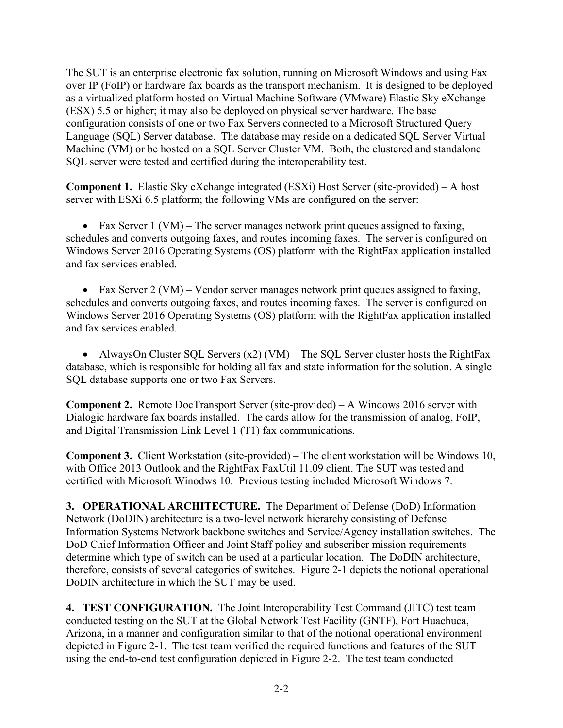The SUT is an enterprise electronic fax solution, running on Microsoft Windows and using Fax over IP (FoIP) or hardware fax boards as the transport mechanism. It is designed to be deployed as a virtualized platform hosted on Virtual Machine Software (VMware) Elastic Sky eXchange (ESX) 5.5 or higher; it may also be deployed on physical server hardware. The base configuration consists of one or two Fax Servers connected to a Microsoft Structured Query Language (SQL) Server database. The database may reside on a dedicated SQL Server Virtual Machine (VM) or be hosted on a SQL Server Cluster VM. Both, the clustered and standalone SQL server were tested and certified during the interoperability test.

**Component 1.** Elastic Sky eXchange integrated (ESXi) Host Server (site-provided) – A host server with ESXi 6.5 platform; the following VMs are configured on the server:

- Fax Server 1 (VM) – The server manages network print queues assigned to faxing, schedules and converts outgoing faxes, and routes incoming faxes. The server is configured on Windows Server 2016 Operating Systems (OS) platform with the RightFax application installed and fax services enabled.

- Fax Server 2 (VM) – Vendor server manages network print queues assigned to faxing, schedules and converts outgoing faxes, and routes incoming faxes. The server is configured on Windows Server 2016 Operating Systems (OS) platform with the RightFax application installed and fax services enabled.

- AlwaysOn Cluster SQL Servers (x2) (VM) – The SQL Server cluster hosts the RightFax database, which is responsible for holding all fax and state information for the solution. A single SQL database supports one or two Fax Servers.

**Component 2.** Remote DocTransport Server (site-provided) – A Windows 2016 server with Dialogic hardware fax boards installed. The cards allow for the transmission of analog, FoIP, and Digital Transmission Link Level 1 (T1) fax communications.

**Component 3.** Client Workstation (site-provided) – The client workstation will be Windows 10, with Office 2013 Outlook and the RightFax FaxUtil 11.09 client. The SUT was tested and certified with Microsoft Winodws 10. Previous testing included Microsoft Windows 7.

**3. OPERATIONAL ARCHITECTURE.** The Department of Defense (DoD) Information Network (DoDIN) architecture is a two-level network hierarchy consisting of Defense Information Systems Network backbone switches and Service/Agency installation switches. The DoD Chief Information Officer and Joint Staff policy and subscriber mission requirements determine which type of switch can be used at a particular location. The DoDIN architecture, therefore, consists of several categories of switches. Figure 2-1 depicts the notional operational DoDIN architecture in which the SUT may be used.

**4. TEST CONFIGURATION.** The Joint Interoperability Test Command (JITC) test team conducted testing on the SUT at the Global Network Test Facility (GNTF), Fort Huachuca, Arizona, in a manner and configuration similar to that of the notional operational environment depicted in Figure 2-1. The test team verified the required functions and features of the SUT using the end-to-end test configuration depicted in Figure 2-2. The test team conducted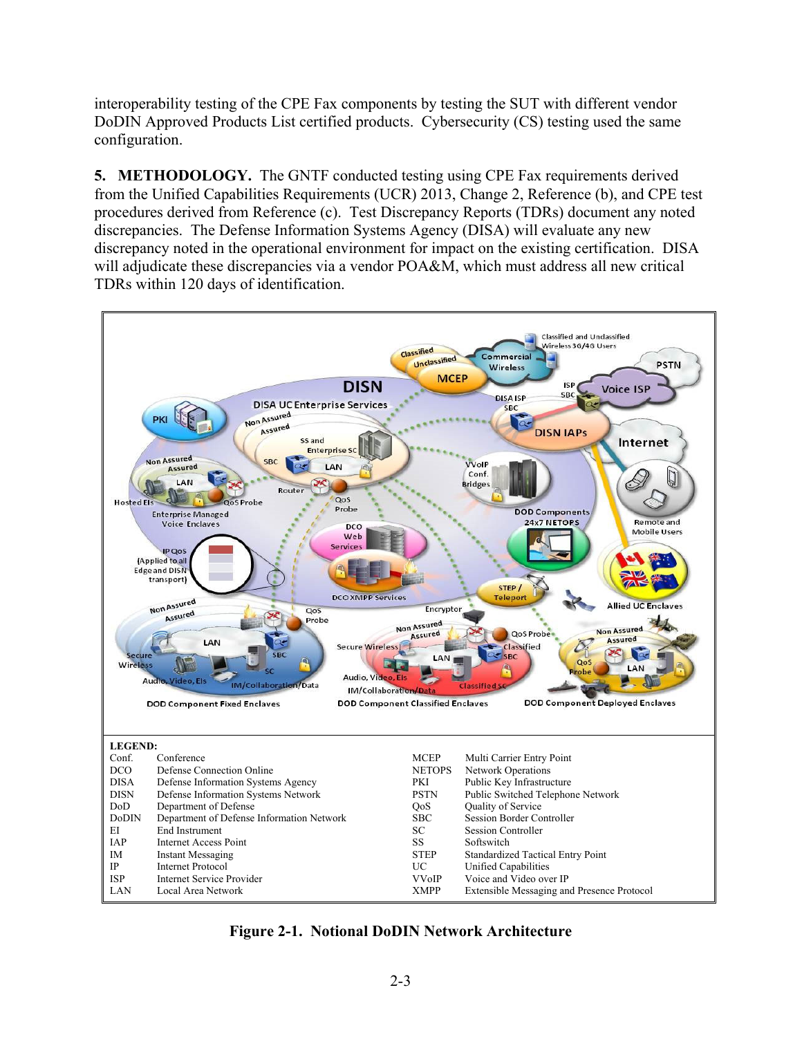interoperability testing of the CPE Fax components by testing the SUT with different vendor DoDIN Approved Products List certified products. Cybersecurity (CS) testing used the same configuration.

**5. METHODOLOGY.** The GNTF conducted testing using CPE Fax requirements derived from the Unified Capabilities Requirements (UCR) 2013, Change 2, Reference (b), and CPE test procedures derived from Reference (c). Test Discrepancy Reports (TDRs) document any noted discrepancies. The Defense Information Systems Agency (DISA) will evaluate any new discrepancy noted in the operational environment for impact on the existing certification. DISA will adjudicate these discrepancies via a vendor POA&M, which must address all new critical TDRs within 120 days of identification.

**LEGEND:**

| | | | |
|---|---|---|---|
| Conf. | Conference | MCEP | Multi Carrier Entry Point |
| DCO | Defense Connection Online | NETOPS | Network Operations |
| DISA | Defense Information Systems Agency | PKI | Public Key Infrastructure |
| DISN | Defense Information Systems Network | PSTN | Public Switched Telephone Network |
| DoD | Department of Defense | QoS | Quality of Service |
| DoDIN | Department of Defense Information Network | SBC | Session Border Controller |
| EI | End Instrument | SC | Session Controller |
| IAP | Internet Access Point | SS | Softswitch |
| IM | Instant Messaging | STEP | Standardized Tactical Entry Point |
| IP | Internet Protocol | UC | Unified Capabilities |
| ISP | Internet Service Provider | VVoIP | Voice and Video over IP |
| LAN | Local Area Network | XMPP | Extensible Messaging and Presence Protocol |

**Figure 2-1. Notional DoDIN Network Architecture**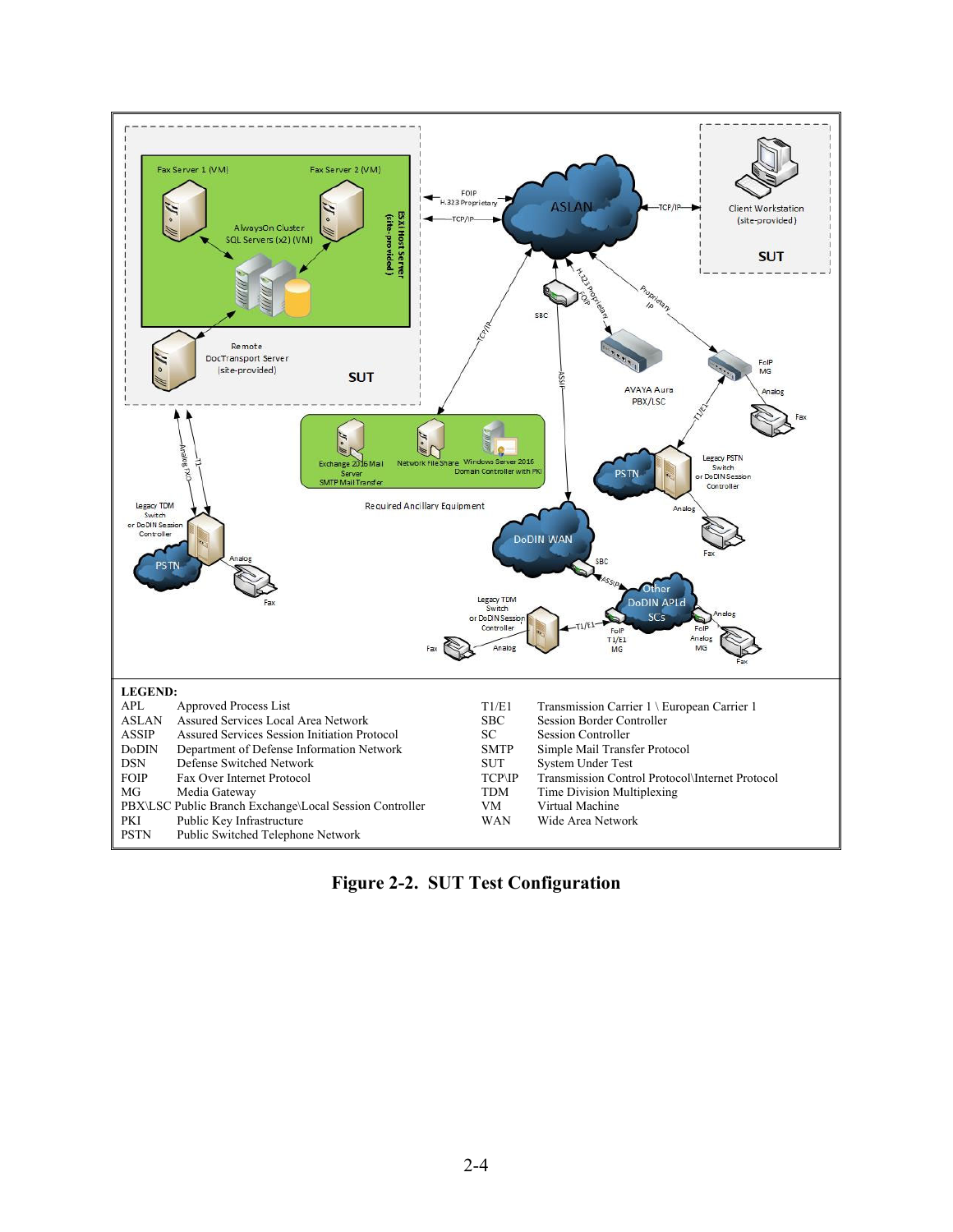**LEGEND:**

| | | | |
|---|---|---|---|
| APL | Approved Process List | T1/E1 | Transmission Carrier 1 \ European Carrier 1 |
| ASLAN | Assured Services Local Area Network | SBC | Session Border Controller |
| ASSIP | Assured Services Session Initiation Protocol | SC | Session Controller |
| DoDIN | Department of Defense Information Network | SMTP | Simple Mail Transfer Protocol |
| DSN | Defense Switched Network | SUT | System Under Test |
| FOIP | Fax Over Internet Protocol | TCP\IP | Transmission Control Protocol\Internet Protocol |
| MG | Media Gateway | TDM | Time Division Multiplexing |
| PBX\LSC | Public Branch Exchange\Local Session Controller | VM | Virtual Machine |
| PKI | Public Key Infrastructure | WAN | Wide Area Network |
| PSTN | Public Switched Telephone Network | | |

**Figure 2-2. SUT Test Configuration**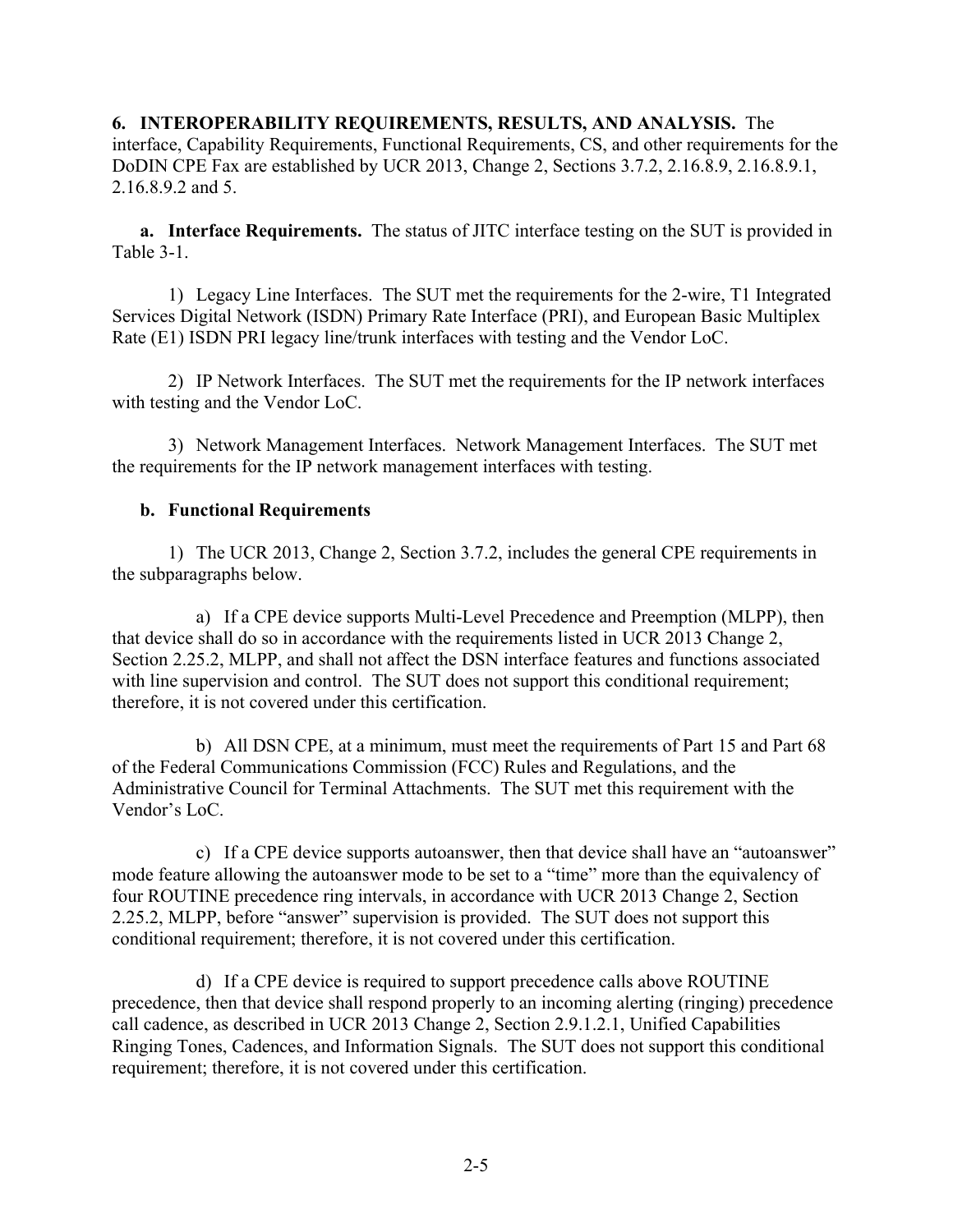**6. INTEROPERABILITY REQUIREMENTS, RESULTS, AND ANALYSIS.** The interface, Capability Requirements, Functional Requirements, CS, and other requirements for the DoDIN CPE Fax are established by UCR 2013, Change 2, Sections 3.7.2, 2.16.8.9, 2.16.8.9.1, 2.16.8.9.2 and 5.

**a. Interface Requirements.** The status of JITC interface testing on the SUT is provided in Table 3-1.

1) Legacy Line Interfaces. The SUT met the requirements for the 2-wire, T1 Integrated Services Digital Network (ISDN) Primary Rate Interface (PRI), and European Basic Multiplex Rate (E1) ISDN PRI legacy line/trunk interfaces with testing and the Vendor LoC.

2) IP Network Interfaces. The SUT met the requirements for the IP network interfaces with testing and the Vendor LoC.

3) Network Management Interfaces. Network Management Interfaces. The SUT met the requirements for the IP network management interfaces with testing.

**b. Functional Requirements**

1) The UCR 2013, Change 2, Section 3.7.2, includes the general CPE requirements in the subparagraphs below.

a) If a CPE device supports Multi-Level Precedence and Preemption (MLPP), then that device shall do so in accordance with the requirements listed in UCR 2013 Change 2, Section 2.25.2, MLPP, and shall not affect the DSN interface features and functions associated with line supervision and control. The SUT does not support this conditional requirement; therefore, it is not covered under this certification.

b) All DSN CPE, at a minimum, must meet the requirements of Part 15 and Part 68 of the Federal Communications Commission (FCC) Rules and Regulations, and the Administrative Council for Terminal Attachments. The SUT met this requirement with the Vendor's LoC.

c) If a CPE device supports autoanswer, then that device shall have an "autoanswer" mode feature allowing the autoanswer mode to be set to a "time" more than the equivalency of four ROUTINE precedence ring intervals, in accordance with UCR 2013 Change 2, Section 2.25.2, MLPP, before "answer" supervision is provided. The SUT does not support this conditional requirement; therefore, it is not covered under this certification.

d) If a CPE device is required to support precedence calls above ROUTINE precedence, then that device shall respond properly to an incoming alerting (ringing) precedence call cadence, as described in UCR 2013 Change 2, Section 2.9.1.2.1, Unified Capabilities Ringing Tones, Cadences, and Information Signals. The SUT does not support this conditional requirement; therefore, it is not covered under this certification.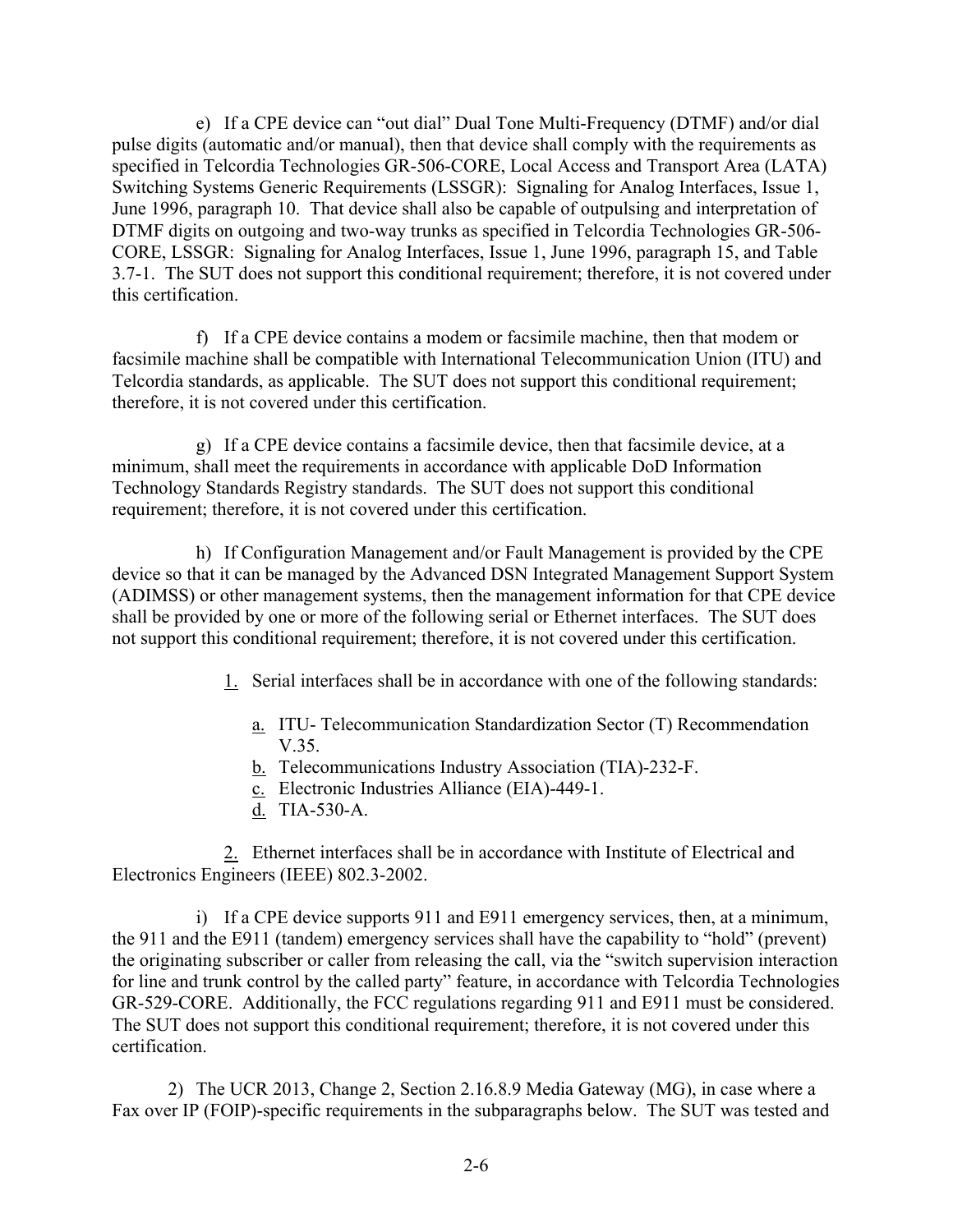e) If a CPE device can "out dial" Dual Tone Multi-Frequency (DTMF) and/or dial pulse digits (automatic and/or manual), then that device shall comply with the requirements as specified in Telcordia Technologies GR-506-CORE, Local Access and Transport Area (LATA) Switching Systems Generic Requirements (LSSGR): Signaling for Analog Interfaces, Issue 1, June 1996, paragraph 10. That device shall also be capable of outpulsing and interpretation of DTMF digits on outgoing and two-way trunks as specified in Telcordia Technologies GR-506-CORE, LSSGR: Signaling for Analog Interfaces, Issue 1, June 1996, paragraph 15, and Table 3.7-1. The SUT does not support this conditional requirement; therefore, it is not covered under this certification.

f) If a CPE device contains a modem or facsimile machine, then that modem or facsimile machine shall be compatible with International Telecommunication Union (ITU) and Telcordia standards, as applicable. The SUT does not support this conditional requirement; therefore, it is not covered under this certification.

g) If a CPE device contains a facsimile device, then that facsimile device, at a minimum, shall meet the requirements in accordance with applicable DoD Information Technology Standards Registry standards. The SUT does not support this conditional requirement; therefore, it is not covered under this certification.

h) If Configuration Management and/or Fault Management is provided by the CPE device so that it can be managed by the Advanced DSN Integrated Management Support System (ADIMSS) or other management systems, then the management information for that CPE device shall be provided by one or more of the following serial or Ethernet interfaces. The SUT does not support this conditional requirement; therefore, it is not covered under this certification.

1. Serial interfaces shall be in accordance with one of the following standards:

   a. ITU- Telecommunication Standardization Sector (T) Recommendation V.35.
   b. Telecommunications Industry Association (TIA)-232-F.
   c. Electronic Industries Alliance (EIA)-449-1.
   d. TIA-530-A.

2. Ethernet interfaces shall be in accordance with Institute of Electrical and Electronics Engineers (IEEE) 802.3-2002.

i) If a CPE device supports 911 and E911 emergency services, then, at a minimum, the 911 and the E911 (tandem) emergency services shall have the capability to "hold" (prevent) the originating subscriber or caller from releasing the call, via the "switch supervision interaction for line and trunk control by the called party" feature, in accordance with Telcordia Technologies GR-529-CORE. Additionally, the FCC regulations regarding 911 and E911 must be considered. The SUT does not support this conditional requirement; therefore, it is not covered under this certification.

2) The UCR 2013, Change 2, Section 2.16.8.9 Media Gateway (MG), in case where a Fax over IP (FOIP)-specific requirements in the subparagraphs below. The SUT was tested and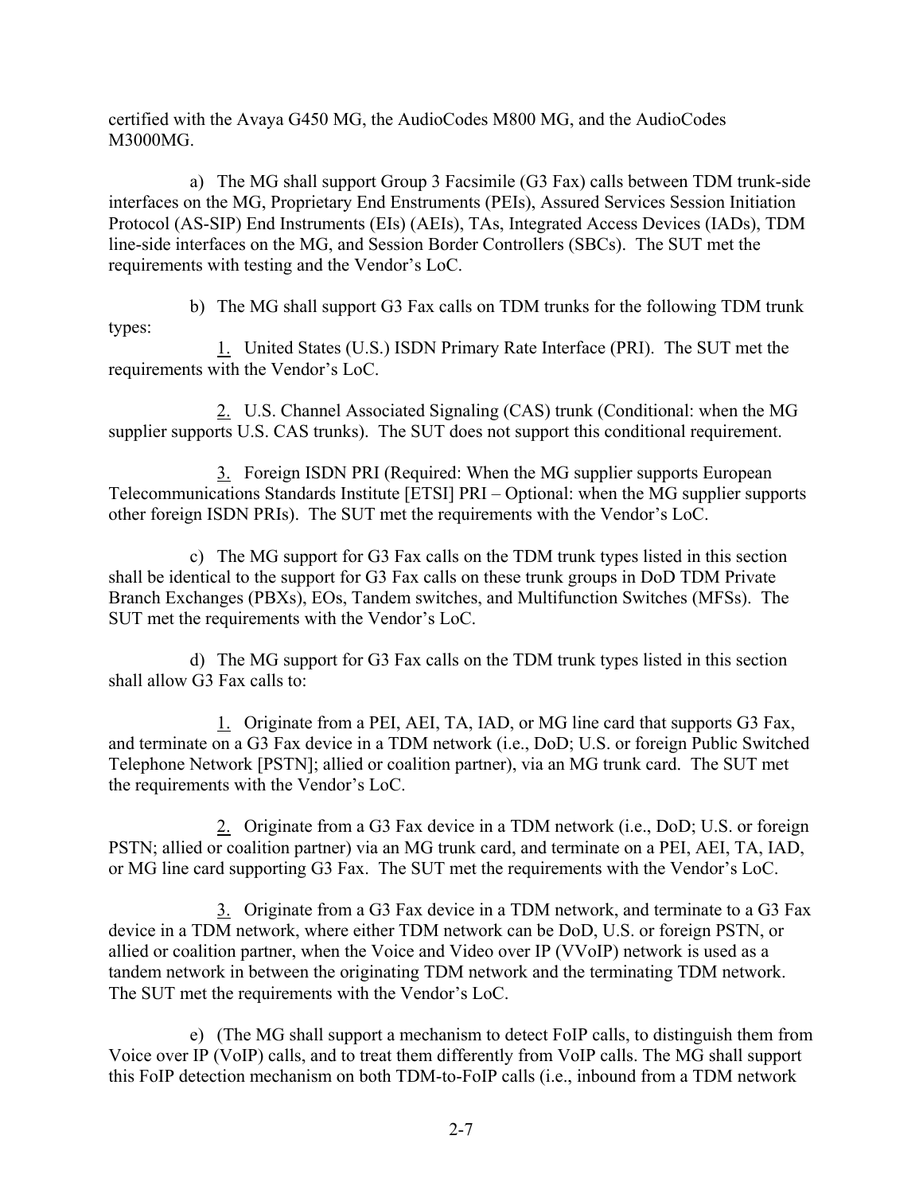certified with the Avaya G450 MG, the AudioCodes M800 MG, and the AudioCodes M3000MG.

a) The MG shall support Group 3 Facsimile (G3 Fax) calls between TDM trunk-side interfaces on the MG, Proprietary End Enstruments (PEIs), Assured Services Session Initiation Protocol (AS-SIP) End Instruments (EIs) (AEIs), TAs, Integrated Access Devices (IADs), TDM line-side interfaces on the MG, and Session Border Controllers (SBCs). The SUT met the requirements with testing and the Vendor's LoC.

b) The MG shall support G3 Fax calls on TDM trunks for the following TDM trunk types:

1. United States (U.S.) ISDN Primary Rate Interface (PRI). The SUT met the requirements with the Vendor's LoC.

2. U.S. Channel Associated Signaling (CAS) trunk (Conditional: when the MG supplier supports U.S. CAS trunks). The SUT does not support this conditional requirement.

3. Foreign ISDN PRI (Required: When the MG supplier supports European Telecommunications Standards Institute [ETSI] PRI – Optional: when the MG supplier supports other foreign ISDN PRIs). The SUT met the requirements with the Vendor's LoC.

c) The MG support for G3 Fax calls on the TDM trunk types listed in this section shall be identical to the support for G3 Fax calls on these trunk groups in DoD TDM Private Branch Exchanges (PBXs), EOs, Tandem switches, and Multifunction Switches (MFSs). The SUT met the requirements with the Vendor's LoC.

d) The MG support for G3 Fax calls on the TDM trunk types listed in this section shall allow G3 Fax calls to:

1. Originate from a PEI, AEI, TA, IAD, or MG line card that supports G3 Fax, and terminate on a G3 Fax device in a TDM network (i.e., DoD; U.S. or foreign Public Switched Telephone Network [PSTN]; allied or coalition partner), via an MG trunk card. The SUT met the requirements with the Vendor's LoC.

2. Originate from a G3 Fax device in a TDM network (i.e., DoD; U.S. or foreign PSTN; allied or coalition partner) via an MG trunk card, and terminate on a PEI, AEI, TA, IAD, or MG line card supporting G3 Fax. The SUT met the requirements with the Vendor's LoC.

3. Originate from a G3 Fax device in a TDM network, and terminate to a G3 Fax device in a TDM network, where either TDM network can be DoD, U.S. or foreign PSTN, or allied or coalition partner, when the Voice and Video over IP (VVoIP) network is used as a tandem network in between the originating TDM network and the terminating TDM network. The SUT met the requirements with the Vendor's LoC.

e) (The MG shall support a mechanism to detect FoIP calls, to distinguish them from Voice over IP (VoIP) calls, and to treat them differently from VoIP calls. The MG shall support this FoIP detection mechanism on both TDM-to-FoIP calls (i.e., inbound from a TDM network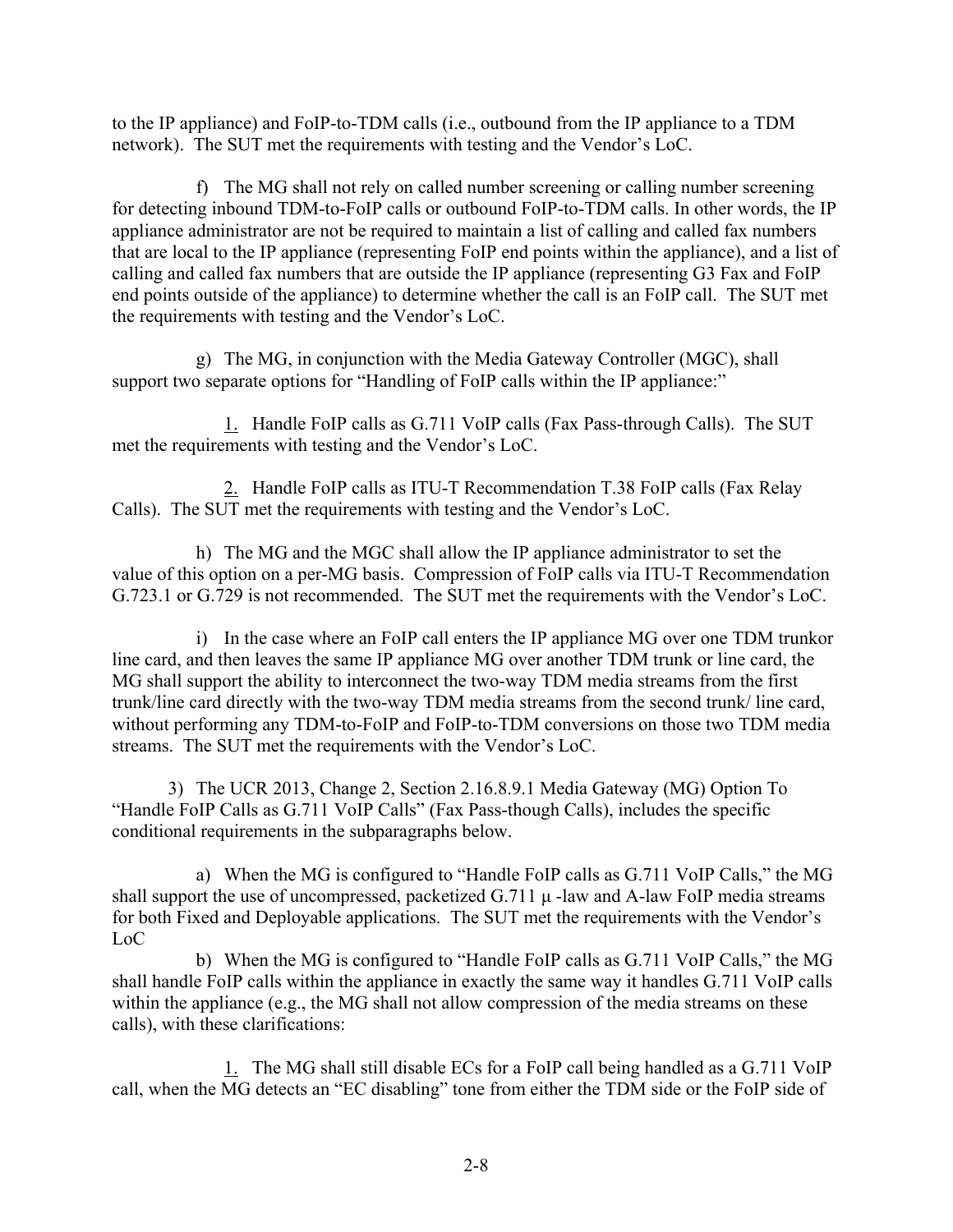to the IP appliance) and FoIP-to-TDM calls (i.e., outbound from the IP appliance to a TDM network). The SUT met the requirements with testing and the Vendor's LoC.

f) The MG shall not rely on called number screening or calling number screening for detecting inbound TDM-to-FoIP calls or outbound FoIP-to-TDM calls. In other words, the IP appliance administrator are not be required to maintain a list of calling and called fax numbers that are local to the IP appliance (representing FoIP end points within the appliance), and a list of calling and called fax numbers that are outside the IP appliance (representing G3 Fax and FoIP end points outside of the appliance) to determine whether the call is an FoIP call. The SUT met the requirements with testing and the Vendor's LoC.

g) The MG, in conjunction with the Media Gateway Controller (MGC), shall support two separate options for "Handling of FoIP calls within the IP appliance:"

1. Handle FoIP calls as G.711 VoIP calls (Fax Pass-through Calls). The SUT met the requirements with testing and the Vendor's LoC.

2. Handle FoIP calls as ITU-T Recommendation T.38 FoIP calls (Fax Relay Calls). The SUT met the requirements with testing and the Vendor's LoC.

h) The MG and the MGC shall allow the IP appliance administrator to set the value of this option on a per-MG basis. Compression of FoIP calls via ITU-T Recommendation G.723.1 or G.729 is not recommended. The SUT met the requirements with the Vendor's LoC.

i) In the case where an FoIP call enters the IP appliance MG over one TDM trunkor line card, and then leaves the same IP appliance MG over another TDM trunk or line card, the MG shall support the ability to interconnect the two-way TDM media streams from the first trunk/line card directly with the two-way TDM media streams from the second trunk/ line card, without performing any TDM-to-FoIP and FoIP-to-TDM conversions on those two TDM media streams. The SUT met the requirements with the Vendor's LoC.

3) The UCR 2013, Change 2, Section 2.16.8.9.1 Media Gateway (MG) Option To "Handle FoIP Calls as G.711 VoIP Calls" (Fax Pass-though Calls), includes the specific conditional requirements in the subparagraphs below.

a) When the MG is configured to "Handle FoIP calls as G.711 VoIP Calls," the MG shall support the use of uncompressed, packetized G.711 µ -law and A-law FoIP media streams for both Fixed and Deployable applications. The SUT met the requirements with the Vendor's LoC

b) When the MG is configured to "Handle FoIP calls as G.711 VoIP Calls," the MG shall handle FoIP calls within the appliance in exactly the same way it handles G.711 VoIP calls within the appliance (e.g., the MG shall not allow compression of the media streams on these calls), with these clarifications:

1. The MG shall still disable ECs for a FoIP call being handled as a G.711 VoIP call, when the MG detects an "EC disabling" tone from either the TDM side or the FoIP side of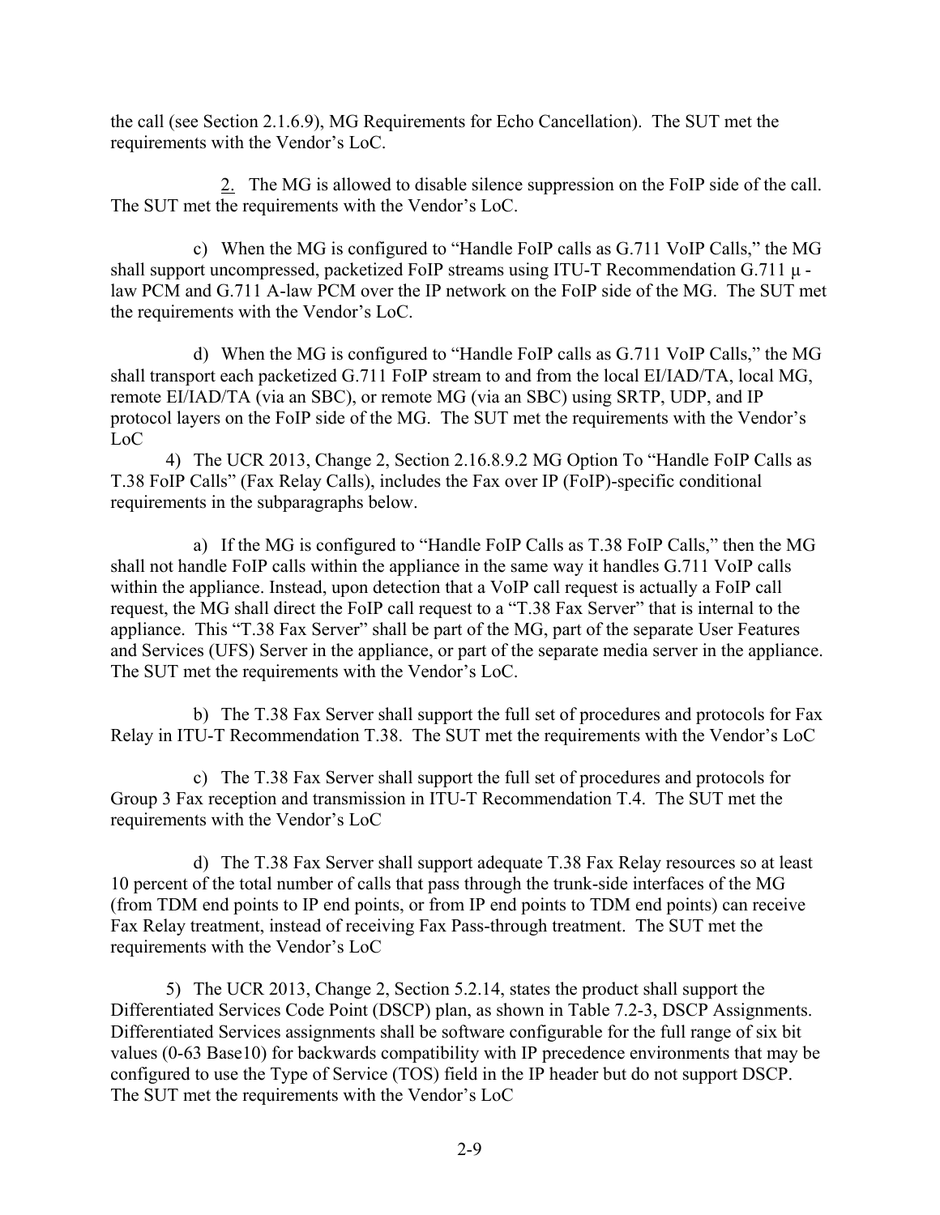the call (see Section 2.1.6.9), MG Requirements for Echo Cancellation). The SUT met the requirements with the Vendor's LoC.

2. The MG is allowed to disable silence suppression on the FoIP side of the call. The SUT met the requirements with the Vendor's LoC.

c) When the MG is configured to "Handle FoIP calls as G.711 VoIP Calls," the MG shall support uncompressed, packetized FoIP streams using ITU-T Recommendation G.711 μ-law PCM and G.711 A-law PCM over the IP network on the FoIP side of the MG. The SUT met the requirements with the Vendor's LoC.

d) When the MG is configured to "Handle FoIP calls as G.711 VoIP Calls," the MG shall transport each packetized G.711 FoIP stream to and from the local EI/IAD/TA, local MG, remote EI/IAD/TA (via an SBC), or remote MG (via an SBC) using SRTP, UDP, and IP protocol layers on the FoIP side of the MG. The SUT met the requirements with the Vendor's LoC

4) The UCR 2013, Change 2, Section 2.16.8.9.2 MG Option To "Handle FoIP Calls as T.38 FoIP Calls" (Fax Relay Calls), includes the Fax over IP (FoIP)-specific conditional requirements in the subparagraphs below.

a) If the MG is configured to "Handle FoIP Calls as T.38 FoIP Calls," then the MG shall not handle FoIP calls within the appliance in the same way it handles G.711 VoIP calls within the appliance. Instead, upon detection that a VoIP call request is actually a FoIP call request, the MG shall direct the FoIP call request to a "T.38 Fax Server" that is internal to the appliance. This "T.38 Fax Server" shall be part of the MG, part of the separate User Features and Services (UFS) Server in the appliance, or part of the separate media server in the appliance. The SUT met the requirements with the Vendor's LoC.

b) The T.38 Fax Server shall support the full set of procedures and protocols for Fax Relay in ITU-T Recommendation T.38. The SUT met the requirements with the Vendor's LoC

c) The T.38 Fax Server shall support the full set of procedures and protocols for Group 3 Fax reception and transmission in ITU-T Recommendation T.4. The SUT met the requirements with the Vendor's LoC

d) The T.38 Fax Server shall support adequate T.38 Fax Relay resources so at least 10 percent of the total number of calls that pass through the trunk-side interfaces of the MG (from TDM end points to IP end points, or from IP end points to TDM end points) can receive Fax Relay treatment, instead of receiving Fax Pass-through treatment. The SUT met the requirements with the Vendor's LoC

5) The UCR 2013, Change 2, Section 5.2.14, states the product shall support the Differentiated Services Code Point (DSCP) plan, as shown in Table 7.2-3, DSCP Assignments. Differentiated Services assignments shall be software configurable for the full range of six bit values (0-63 Base10) for backwards compatibility with IP precedence environments that may be configured to use the Type of Service (TOS) field in the IP header but do not support DSCP. The SUT met the requirements with the Vendor's LoC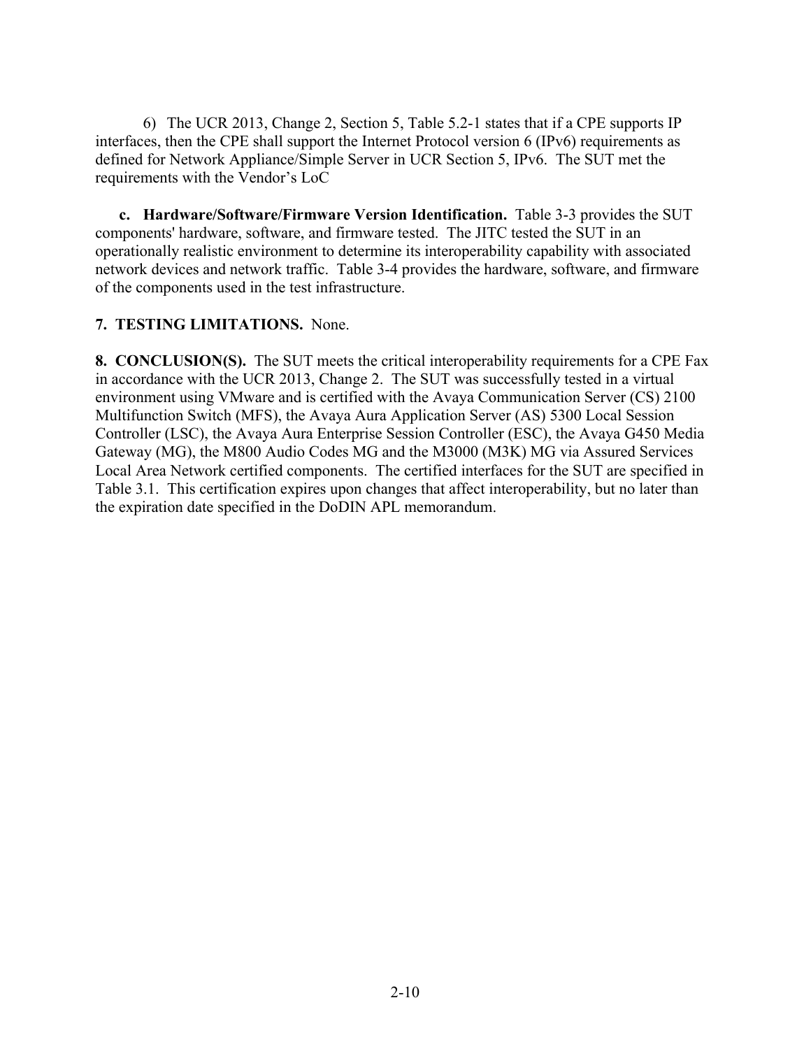6) The UCR 2013, Change 2, Section 5, Table 5.2-1 states that if a CPE supports IP interfaces, then the CPE shall support the Internet Protocol version 6 (IPv6) requirements as defined for Network Appliance/Simple Server in UCR Section 5, IPv6. The SUT met the requirements with the Vendor's LoC

**c. Hardware/Software/Firmware Version Identification.** Table 3-3 provides the SUT components' hardware, software, and firmware tested. The JITC tested the SUT in an operationally realistic environment to determine its interoperability capability with associated network devices and network traffic. Table 3-4 provides the hardware, software, and firmware of the components used in the test infrastructure.

**7. TESTING LIMITATIONS.** None.

**8. CONCLUSION(S).** The SUT meets the critical interoperability requirements for a CPE Fax in accordance with the UCR 2013, Change 2. The SUT was successfully tested in a virtual environment using VMware and is certified with the Avaya Communication Server (CS) 2100 Multifunction Switch (MFS), the Avaya Aura Application Server (AS) 5300 Local Session Controller (LSC), the Avaya Aura Enterprise Session Controller (ESC), the Avaya G450 Media Gateway (MG), the M800 Audio Codes MG and the M3000 (M3K) MG via Assured Services Local Area Network certified components. The certified interfaces for the SUT are specified in Table 3.1. This certification expires upon changes that affect interoperability, but no later than the expiration date specified in the DoDIN APL memorandum.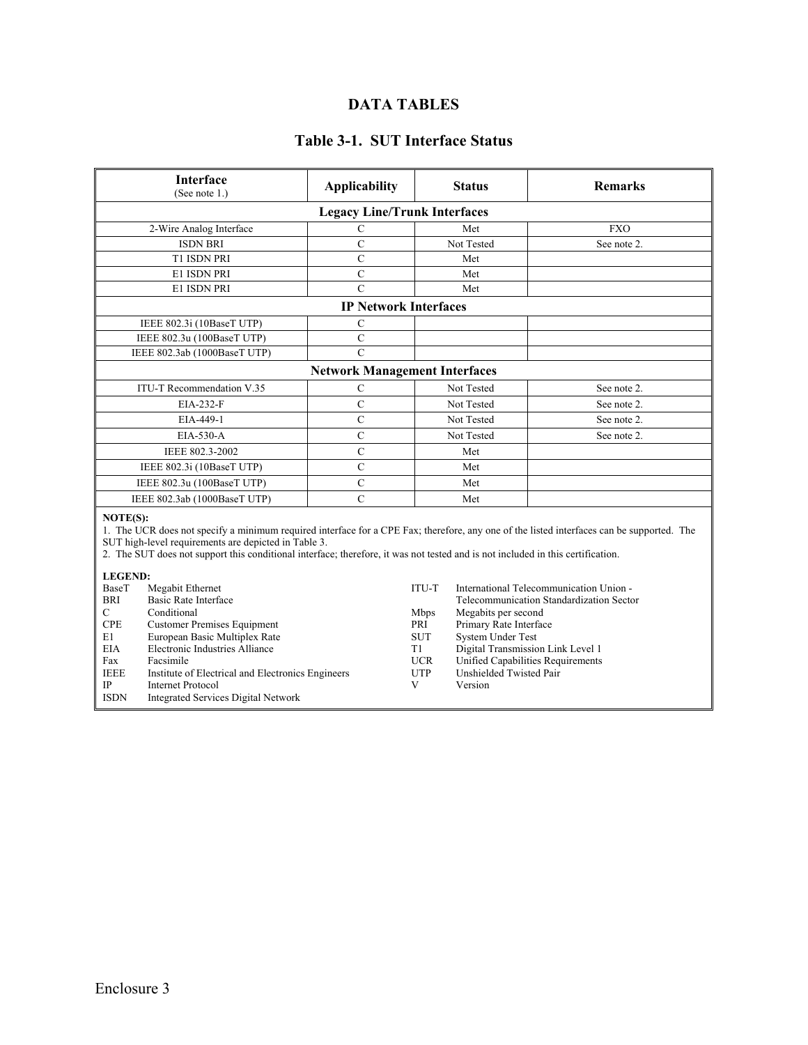# DATA TABLES

## Table 3-1. SUT Interface Status

| Interface (See note 1.) | Applicability | Status | Remarks |
|---|---|---|---|
| **Legacy Line/Trunk Interfaces** | | | |
| 2-Wire Analog Interface | C | Met | FXO |
| ISDN BRI | C | Not Tested | See note 2. |
| T1 ISDN PRI | C | Met | |
| E1 ISDN PRI | C | Met | |
| E1 ISDN PRI | C | Met | |
| **IP Network Interfaces** | | | |
| IEEE 802.3i (10BaseT UTP) | C | | |
| IEEE 802.3u (100BaseT UTP) | C | | |
| IEEE 802.3ab (1000BaseT UTP) | C | | |
| **Network Management Interfaces** | | | |
| ITU-T Recommendation V.35 | C | Not Tested | See note 2. |
| EIA-232-F | C | Not Tested | See note 2. |
| EIA-449-1 | C | Not Tested | See note 2. |
| EIA-530-A | C | Not Tested | See note 2. |
| IEEE 802.3-2002 | C | Met | |
| IEEE 802.3i (10BaseT UTP) | C | Met | |
| IEEE 802.3u (100BaseT UTP) | C | Met | |
| IEEE 802.3ab (1000BaseT UTP) | C | Met | |

**NOTE(S):**
1. The UCR does not specify a minimum required interface for a CPE Fax; therefore, any one of the listed interfaces can be supported. The SUT high-level requirements are depicted in Table 3.
2. The SUT does not support this conditional interface; therefore, it was not tested and is not included in this certification.

**LEGEND:**

| | | | |
|---|---|---|---|
| BaseT | Megabit Ethernet | ITU-T | International Telecommunication Union - Telecommunication Standardization Sector |
| BRI | Basic Rate Interface | Mbps | Megabits per second |
| C | Conditional | PRI | Primary Rate Interface |
| CPE | Customer Premises Equipment | SUT | System Under Test |
| E1 | European Basic Multiplex Rate | T1 | Digital Transmission Link Level 1 |
| EIA | Electronic Industries Alliance | UCR | Unified Capabilities Requirements |
| Fax | Facsimile | UTP | Unshielded Twisted Pair |
| IEEE | Institute of Electrical and Electronics Engineers | V | Version |
| IP | Internet Protocol | | |
| ISDN | Integrated Services Digital Network | | |

Enclosure 3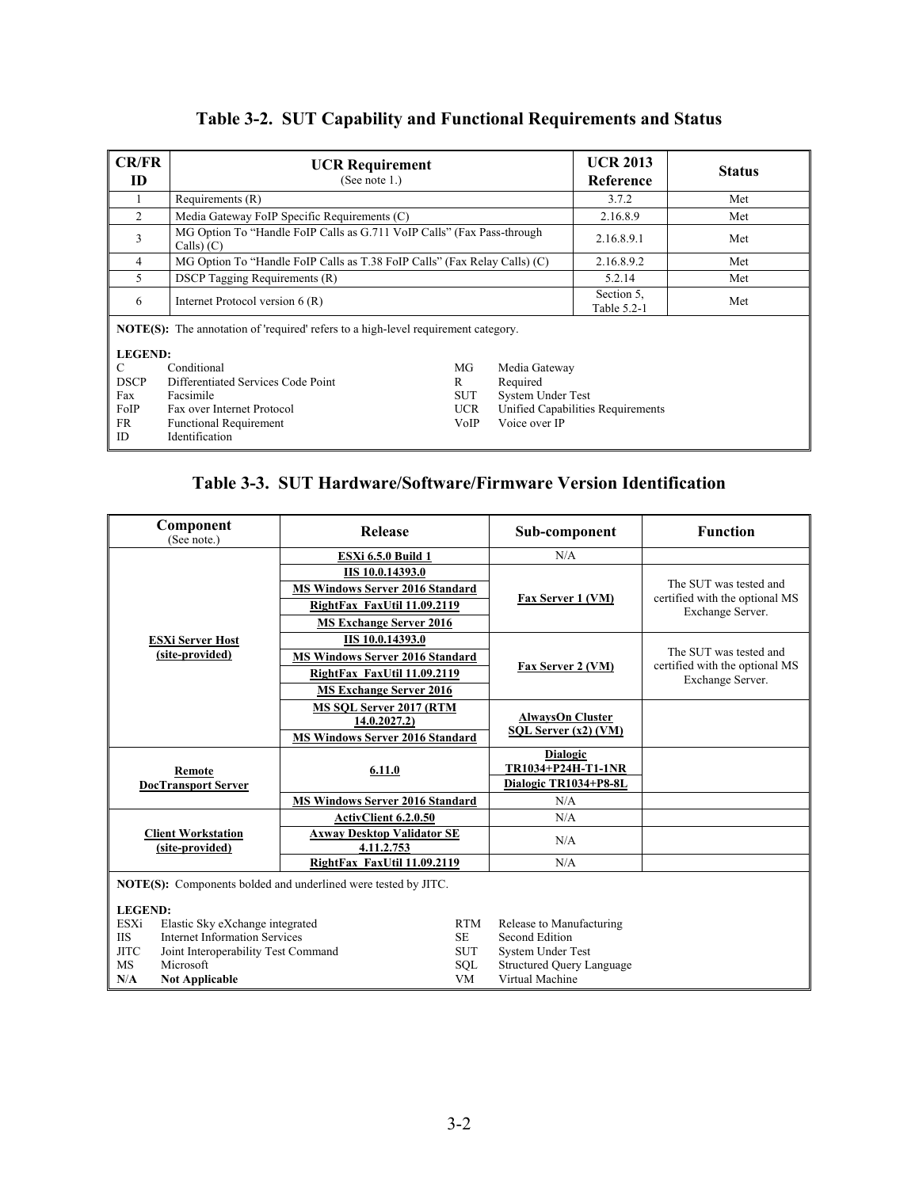## Table 3-2. SUT Capability and Functional Requirements and Status

| CR/FR ID | UCR Requirement (See note 1.) | UCR 2013 Reference | Status |
|---|---|---|---|
| 1 | Requirements (R) | 3.7.2 | Met |
| 2 | Media Gateway FoIP Specific Requirements (C) | 2.16.8.9 | Met |
| 3 | MG Option To "Handle FoIP Calls as G.711 VoIP Calls" (Fax Pass-through Calls) (C) | 2.16.8.9.1 | Met |
| 4 | MG Option To "Handle FoIP Calls as T.38 FoIP Calls" (Fax Relay Calls) (C) | 2.16.8.9.2 | Met |
| 5 | DSCP Tagging Requirements (R) | 5.2.14 | Met |
| 6 | Internet Protocol version 6 (R) | Section 5, Table 5.2-1 | Met |

**NOTE(S):** The annotation of 'required' refers to a high-level requirement category.

**LEGEND:**

| | | | |
|---|---|---|---|
| C | Conditional | MG | Media Gateway |
| DSCP | Differentiated Services Code Point | R | Required |
| Fax | Facsimile | SUT | System Under Test |
| FoIP | Fax over Internet Protocol | UCR | Unified Capabilities Requirements |
| FR | Functional Requirement | VoIP | Voice over IP |
| ID | Identification | | |

## Table 3-3. SUT Hardware/Software/Firmware Version Identification

| Component (See note.) | Release | Sub-component | Function |
|---|---|---|---|
| **ESXi Server Host (site-provided)** | **ESXi 6.5.0 Build 1** | N/A | |
| | **IIS 10.0.14393.0** | **Fax Server 1 (VM)** | The SUT was tested and certified with the optional MS Exchange Server. |
| | **MS Windows Server 2016 Standard** | | |
| | **RightFax FaxUtil 11.09.2119** | | |
| | **MS Exchange Server 2016** | | |
| | **IIS 10.0.14393.0** | **Fax Server 2 (VM)** | The SUT was tested and certified with the optional MS Exchange Server. |
| | **MS Windows Server 2016 Standard** | | |
| | **RightFax FaxUtil 11.09.2119** | | |
| | **MS Exchange Server 2016** | | |
| | **MS SQL Server 2017 (RTM 14.0.2027.2)** | **AlwaysOn Cluster SQL Server (x2) (VM)** | |
| | **MS Windows Server 2016 Standard** | | |
| **Remote DocTransport Server** | **6.11.0** | **Dialogic TR1034+P24H-T1-1NR** | |
| | | **Dialogic TR1034+P8-8L** | |
| | **MS Windows Server 2016 Standard** | N/A | |
| **Client Workstation (site-provided)** | **ActivClient 6.2.0.50** | N/A | |
| | **Axway Desktop Validator SE 4.11.2.753** | N/A | |
| | **RightFax FaxUtil 11.09.2119** | N/A | |

**NOTE(S):** Components bolded and underlined were tested by JITC.

**LEGEND:**

| | | | |
|---|---|---|---|
| ESXi | Elastic Sky eXchange integrated | RTM | Release to Manufacturing |
| IIS | Internet Information Services | SE | Second Edition |
| JITC | Joint Interoperability Test Command | SUT | System Under Test |
| MS | Microsoft | SQL | Structured Query Language |
| **N/A** | **Not Applicable** | VM | Virtual Machine |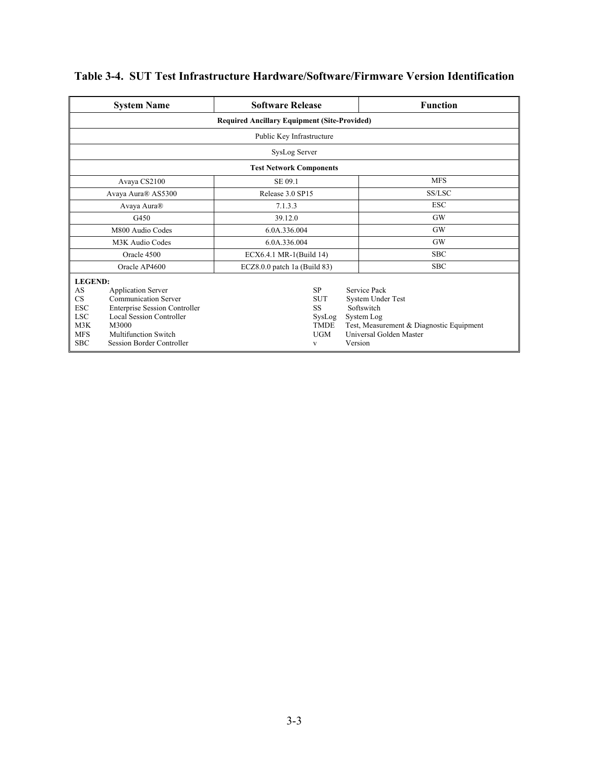**Table 3-4. SUT Test Infrastructure Hardware/Software/Firmware Version Identification**

| System Name | Software Release | Function |
|---|---|---|
| **Required Ancillary Equipment (Site-Provided)** | | |
| Public Key Infrastructure | | |
| SysLog Server | | |
| **Test Network Components** | | |
| Avaya CS2100 | SE 09.1 | MFS |
| Avaya Aura® AS5300 | Release 3.0 SP15 | SS/LSC |
| Avaya Aura® | 7.1.3.3 | ESC |
| G450 | 39.12.0 | GW |
| M800 Audio Codes | 6.0A.336.004 | GW |
| M3K Audio Codes | 6.0A.336.004 | GW |
| Oracle 4500 | ECX6.4.1 MR-1(Build 14) | SBC |
| Oracle AP4600 | ECZ8.0.0 patch 1a (Build 83) | SBC |

**LEGEND:**

| | | | |
|---|---|---|---|
| AS | Application Server | SP | Service Pack |
| CS | Communication Server | SUT | System Under Test |
| ESC | Enterprise Session Controller | SS | Softswitch |
| LSC | Local Session Controller | SysLog | System Log |
| M3K | M3000 | TMDE | Test, Measurement & Diagnostic Equipment |
| MFS | Multifunction Switch | UGM | Universal Golden Master |
| SBC | Session Border Controller | v | Version |